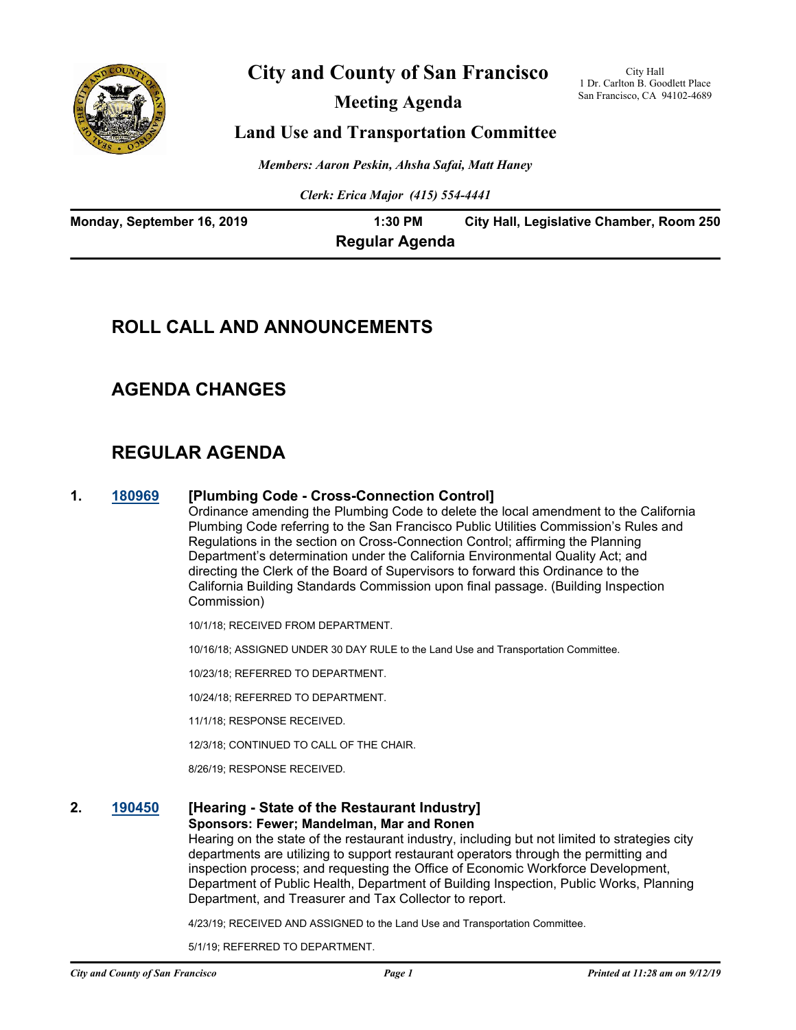# City and County of San Francisco

City Hall
1 Dr. Carlton B. Goodlett Place
San Francisco, CA 94102-4689

## Meeting Agenda

## Land Use and Transportation Committee

*Members: Aaron Peskin, Ahsha Safai, Matt Haney*

*Clerk: Erica Major (415) 554-4441*

**Monday, September 16, 2019** **1:30 PM** **City Hall, Legislative Chamber, Room 250**

**Regular Agenda**

## ROLL CALL AND ANNOUNCEMENTS

## AGENDA CHANGES

## REGULAR AGENDA

**1.** **180969** **[Plumbing Code - Cross-Connection Control]**

Ordinance amending the Plumbing Code to delete the local amendment to the California Plumbing Code referring to the San Francisco Public Utilities Commission's Rules and Regulations in the section on Cross-Connection Control; affirming the Planning Department's determination under the California Environmental Quality Act; and directing the Clerk of the Board of Supervisors to forward this Ordinance to the California Building Standards Commission upon final passage. (Building Inspection Commission)

10/1/18; RECEIVED FROM DEPARTMENT.

10/16/18; ASSIGNED UNDER 30 DAY RULE to the Land Use and Transportation Committee.

10/23/18; REFERRED TO DEPARTMENT.

10/24/18; REFERRED TO DEPARTMENT.

11/1/18; RESPONSE RECEIVED.

12/3/18; CONTINUED TO CALL OF THE CHAIR.

8/26/19; RESPONSE RECEIVED.

**2.** **190450** **[Hearing - State of the Restaurant Industry]**

**Sponsors: Fewer; Mandelman, Mar and Ronen**

Hearing on the state of the restaurant industry, including but not limited to strategies city departments are utilizing to support restaurant operators through the permitting and inspection process; and requesting the Office of Economic Workforce Development, Department of Public Health, Department of Building Inspection, Public Works, Planning Department, and Treasurer and Tax Collector to report.

4/23/19; RECEIVED AND ASSIGNED to the Land Use and Transportation Committee.

5/1/19; REFERRED TO DEPARTMENT.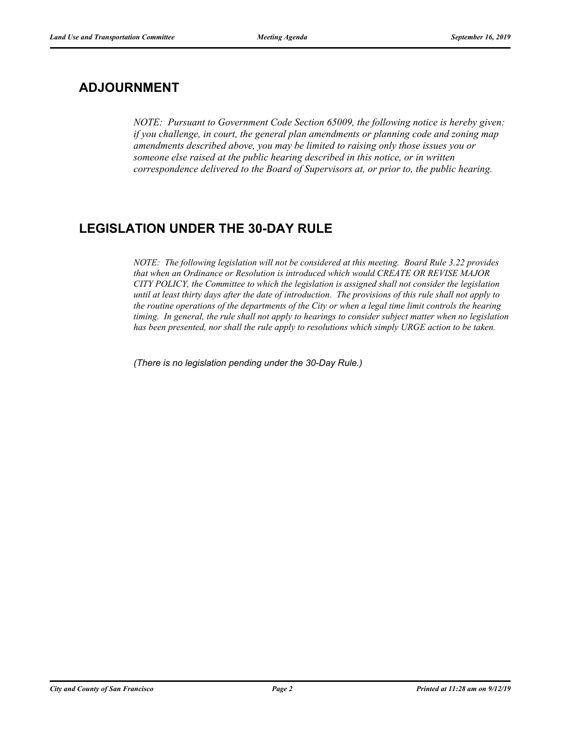## ADJOURNMENT

*NOTE: Pursuant to Government Code Section 65009, the following notice is hereby given: if you challenge, in court, the general plan amendments or planning code and zoning map amendments described above, you may be limited to raising only those issues you or someone else raised at the public hearing described in this notice, or in written correspondence delivered to the Board of Supervisors at, or prior to, the public hearing.*

## LEGISLATION UNDER THE 30-DAY RULE

*NOTE: The following legislation will not be considered at this meeting. Board Rule 3.22 provides that when an Ordinance or Resolution is introduced which would CREATE OR REVISE MAJOR CITY POLICY, the Committee to which the legislation is assigned shall not consider the legislation until at least thirty days after the date of introduction. The provisions of this rule shall not apply to the routine operations of the departments of the City or when a legal time limit controls the hearing timing. In general, the rule shall not apply to hearings to consider subject matter when no legislation has been presented, nor shall the rule apply to resolutions which simply URGE action to be taken.*

*(There is no legislation pending under the 30-Day Rule.)*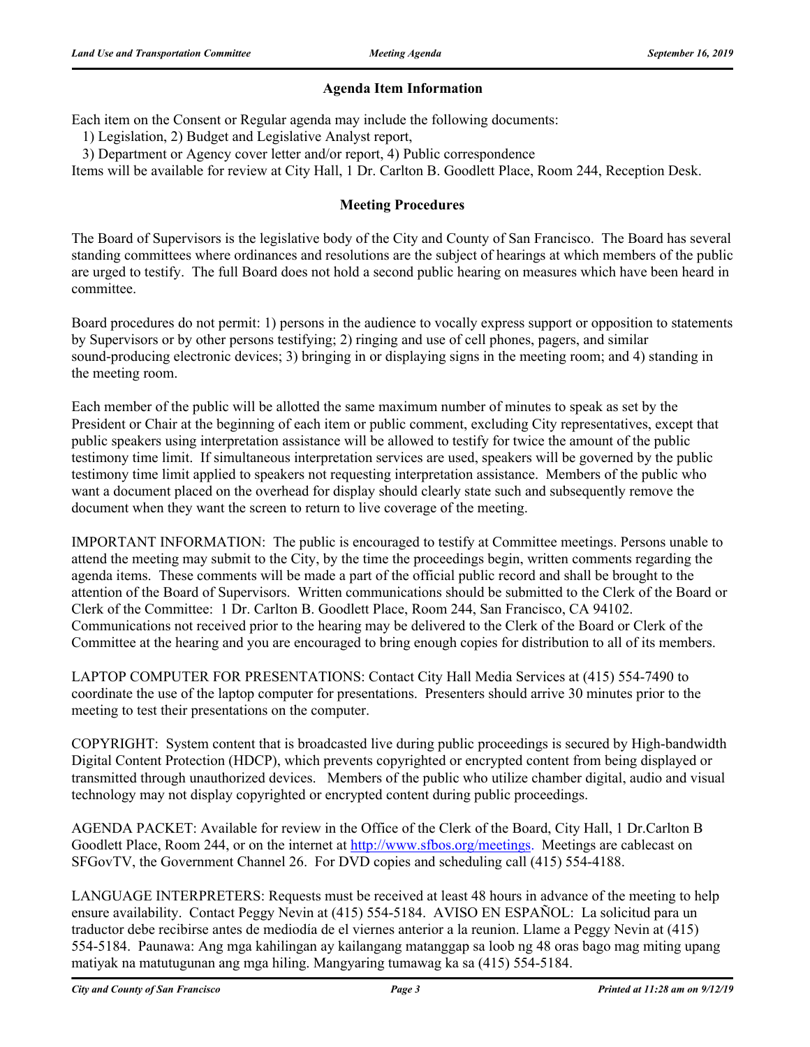## Agenda Item Information

Each item on the Consent or Regular agenda may include the following documents:

1) Legislation, 2) Budget and Legislative Analyst report,

3) Department or Agency cover letter and/or report, 4) Public correspondence

Items will be available for review at City Hall, 1 Dr. Carlton B. Goodlett Place, Room 244, Reception Desk.

## Meeting Procedures

The Board of Supervisors is the legislative body of the City and County of San Francisco. The Board has several standing committees where ordinances and resolutions are the subject of hearings at which members of the public are urged to testify. The full Board does not hold a second public hearing on measures which have been heard in committee.

Board procedures do not permit: 1) persons in the audience to vocally express support or opposition to statements by Supervisors or by other persons testifying; 2) ringing and use of cell phones, pagers, and similar sound-producing electronic devices; 3) bringing in or displaying signs in the meeting room; and 4) standing in the meeting room.

Each member of the public will be allotted the same maximum number of minutes to speak as set by the President or Chair at the beginning of each item or public comment, excluding City representatives, except that public speakers using interpretation assistance will be allowed to testify for twice the amount of the public testimony time limit. If simultaneous interpretation services are used, speakers will be governed by the public testimony time limit applied to speakers not requesting interpretation assistance. Members of the public who want a document placed on the overhead for display should clearly state such and subsequently remove the document when they want the screen to return to live coverage of the meeting.

IMPORTANT INFORMATION: The public is encouraged to testify at Committee meetings. Persons unable to attend the meeting may submit to the City, by the time the proceedings begin, written comments regarding the agenda items. These comments will be made a part of the official public record and shall be brought to the attention of the Board of Supervisors. Written communications should be submitted to the Clerk of the Board or Clerk of the Committee: 1 Dr. Carlton B. Goodlett Place, Room 244, San Francisco, CA 94102. Communications not received prior to the hearing may be delivered to the Clerk of the Board or Clerk of the Committee at the hearing and you are encouraged to bring enough copies for distribution to all of its members.

LAPTOP COMPUTER FOR PRESENTATIONS: Contact City Hall Media Services at (415) 554-7490 to coordinate the use of the laptop computer for presentations. Presenters should arrive 30 minutes prior to the meeting to test their presentations on the computer.

COPYRIGHT: System content that is broadcasted live during public proceedings is secured by High-bandwidth Digital Content Protection (HDCP), which prevents copyrighted or encrypted content from being displayed or transmitted through unauthorized devices. Members of the public who utilize chamber digital, audio and visual technology may not display copyrighted or encrypted content during public proceedings.

AGENDA PACKET: Available for review in the Office of the Clerk of the Board, City Hall, 1 Dr.Carlton B Goodlett Place, Room 244, or on the internet at http://www.sfbos.org/meetings. Meetings are cablecast on SFGovTV, the Government Channel 26. For DVD copies and scheduling call (415) 554-4188.

LANGUAGE INTERPRETERS: Requests must be received at least 48 hours in advance of the meeting to help ensure availability. Contact Peggy Nevin at (415) 554-5184. AVISO EN ESPAÑOL: La solicitud para un traductor debe recibirse antes de mediodía de el viernes anterior a la reunion. Llame a Peggy Nevin at (415) 554-5184. Paunawa: Ang mga kahilingan ay kailangang matanggap sa loob ng 48 oras bago mag miting upang matiyak na matutugunan ang mga hiling. Mangyaring tumawag ka sa (415) 554-5184.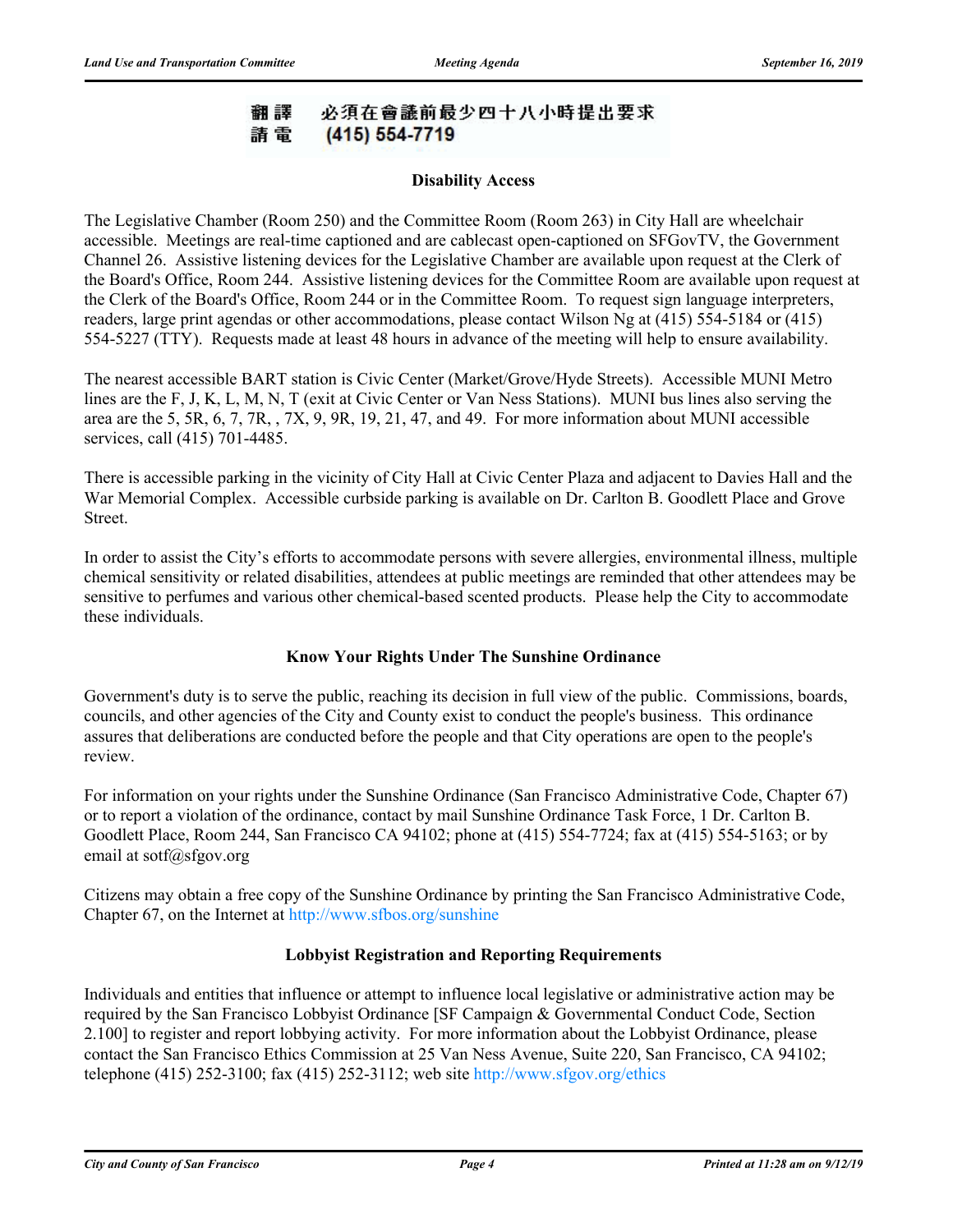翻譯　必須在會議前最少四十八小時提出要求
請電　(415) 554-7719

**Disability Access**

The Legislative Chamber (Room 250) and the Committee Room (Room 263) in City Hall are wheelchair accessible. Meetings are real-time captioned and are cablecast open-captioned on SFGovTV, the Government Channel 26. Assistive listening devices for the Legislative Chamber are available upon request at the Clerk of the Board's Office, Room 244. Assistive listening devices for the Committee Room are available upon request at the Clerk of the Board's Office, Room 244 or in the Committee Room. To request sign language interpreters, readers, large print agendas or other accommodations, please contact Wilson Ng at (415) 554-5184 or (415) 554-5227 (TTY). Requests made at least 48 hours in advance of the meeting will help to ensure availability.

The nearest accessible BART station is Civic Center (Market/Grove/Hyde Streets). Accessible MUNI Metro lines are the F, J, K, L, M, N, T (exit at Civic Center or Van Ness Stations). MUNI bus lines also serving the area are the 5, 5R, 6, 7, 7R, , 7X, 9, 9R, 19, 21, 47, and 49. For more information about MUNI accessible services, call (415) 701-4485.

There is accessible parking in the vicinity of City Hall at Civic Center Plaza and adjacent to Davies Hall and the War Memorial Complex. Accessible curbside parking is available on Dr. Carlton B. Goodlett Place and Grove Street.

In order to assist the City's efforts to accommodate persons with severe allergies, environmental illness, multiple chemical sensitivity or related disabilities, attendees at public meetings are reminded that other attendees may be sensitive to perfumes and various other chemical-based scented products. Please help the City to accommodate these individuals.

**Know Your Rights Under The Sunshine Ordinance**

Government's duty is to serve the public, reaching its decision in full view of the public. Commissions, boards, councils, and other agencies of the City and County exist to conduct the people's business. This ordinance assures that deliberations are conducted before the people and that City operations are open to the people's review.

For information on your rights under the Sunshine Ordinance (San Francisco Administrative Code, Chapter 67) or to report a violation of the ordinance, contact by mail Sunshine Ordinance Task Force, 1 Dr. Carlton B. Goodlett Place, Room 244, San Francisco CA 94102; phone at (415) 554-7724; fax at (415) 554-5163; or by email at sotf@sfgov.org

Citizens may obtain a free copy of the Sunshine Ordinance by printing the San Francisco Administrative Code, Chapter 67, on the Internet at http://www.sfbos.org/sunshine

**Lobbyist Registration and Reporting Requirements**

Individuals and entities that influence or attempt to influence local legislative or administrative action may be required by the San Francisco Lobbyist Ordinance [SF Campaign & Governmental Conduct Code, Section 2.100] to register and report lobbying activity. For more information about the Lobbyist Ordinance, please contact the San Francisco Ethics Commission at 25 Van Ness Avenue, Suite 220, San Francisco, CA 94102; telephone (415) 252-3100; fax (415) 252-3112; web site http://www.sfgov.org/ethics